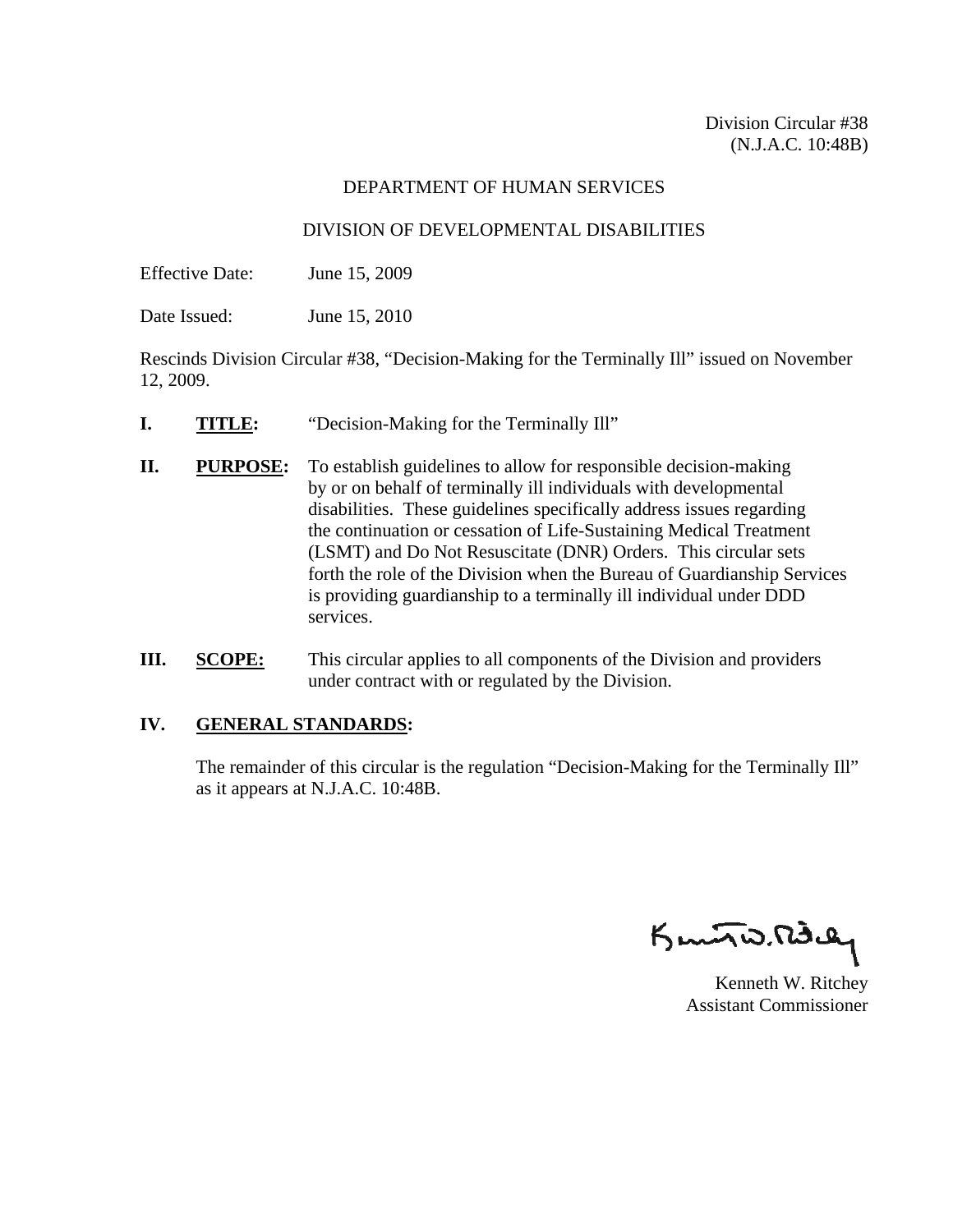Division Circular #38
(N.J.A.C. 10:48B)

DEPARTMENT OF HUMAN SERVICES

DIVISION OF DEVELOPMENTAL DISABILITIES

Effective Date: June 15, 2009

Date Issued: June 15, 2010

Rescinds Division Circular #38, "Decision-Making for the Terminally Ill" issued on November 12, 2009.

**I. TITLE:** "Decision-Making for the Terminally Ill"

**II. PURPOSE:** To establish guidelines to allow for responsible decision-making by or on behalf of terminally ill individuals with developmental disabilities. These guidelines specifically address issues regarding the continuation or cessation of Life-Sustaining Medical Treatment (LSMT) and Do Not Resuscitate (DNR) Orders. This circular sets forth the role of the Division when the Bureau of Guardianship Services is providing guardianship to a terminally ill individual under DDD services.

**III. SCOPE:** This circular applies to all components of the Division and providers under contract with or regulated by the Division.

**IV. GENERAL STANDARDS:**

The remainder of this circular is the regulation "Decision-Making for the Terminally Ill" as it appears at N.J.A.C. 10:48B.

Kenneth W. Ritchey
Assistant Commissioner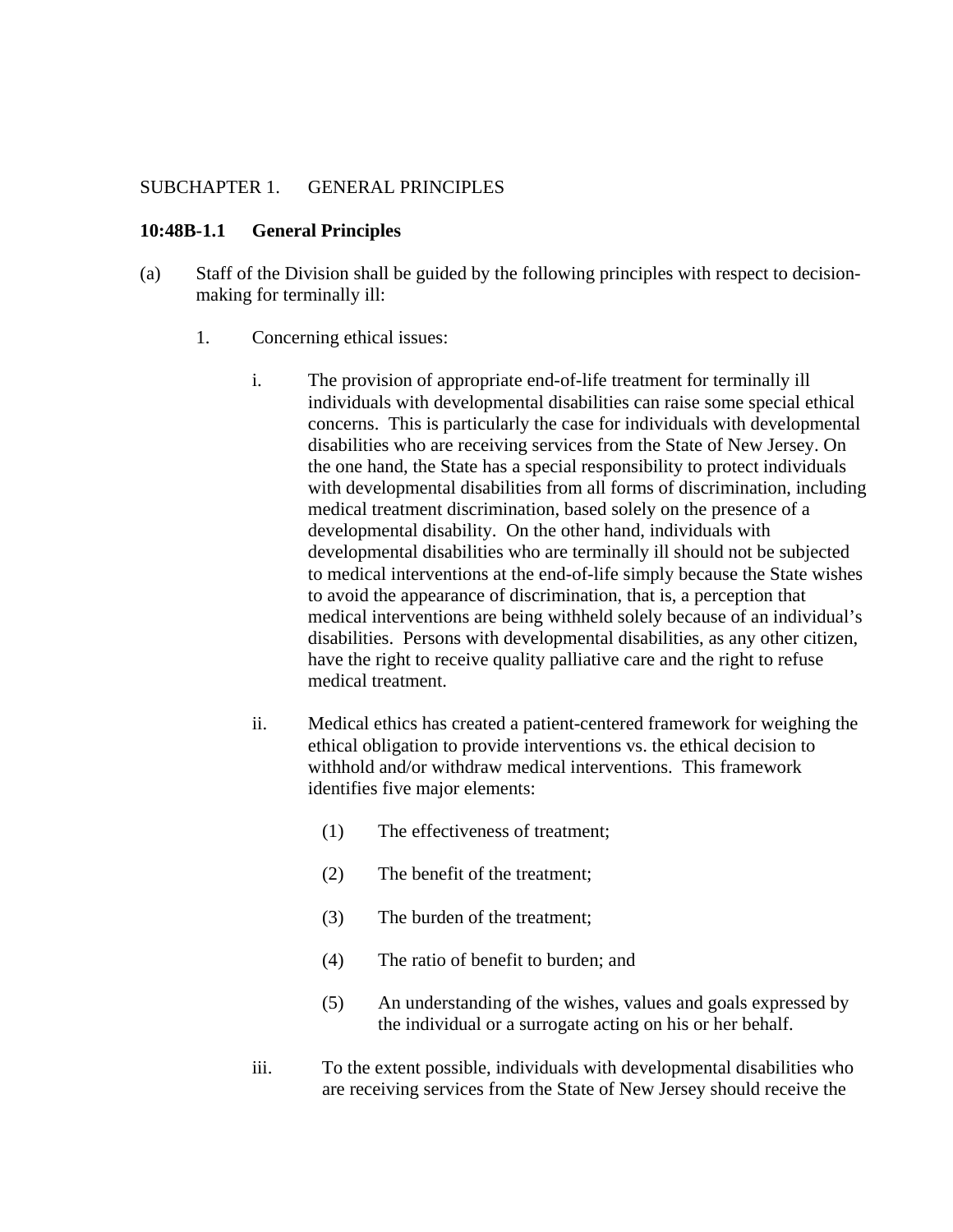SUBCHAPTER 1. GENERAL PRINCIPLES

**10:48B-1.1 General Principles**

(a) Staff of the Division shall be guided by the following principles with respect to decision-making for terminally ill:

1. Concerning ethical issues:

   i. The provision of appropriate end-of-life treatment for terminally ill individuals with developmental disabilities can raise some special ethical concerns. This is particularly the case for individuals with developmental disabilities who are receiving services from the State of New Jersey. On the one hand, the State has a special responsibility to protect individuals with developmental disabilities from all forms of discrimination, including medical treatment discrimination, based solely on the presence of a developmental disability. On the other hand, individuals with developmental disabilities who are terminally ill should not be subjected to medical interventions at the end-of-life simply because the State wishes to avoid the appearance of discrimination, that is, a perception that medical interventions are being withheld solely because of an individual's disabilities. Persons with developmental disabilities, as any other citizen, have the right to receive quality palliative care and the right to refuse medical treatment.

   ii. Medical ethics has created a patient-centered framework for weighing the ethical obligation to provide interventions vs. the ethical decision to withhold and/or withdraw medical interventions. This framework identifies five major elements:

      (1) The effectiveness of treatment;

      (2) The benefit of the treatment;

      (3) The burden of the treatment;

      (4) The ratio of benefit to burden; and

      (5) An understanding of the wishes, values and goals expressed by the individual or a surrogate acting on his or her behalf.

   iii. To the extent possible, individuals with developmental disabilities who are receiving services from the State of New Jersey should receive the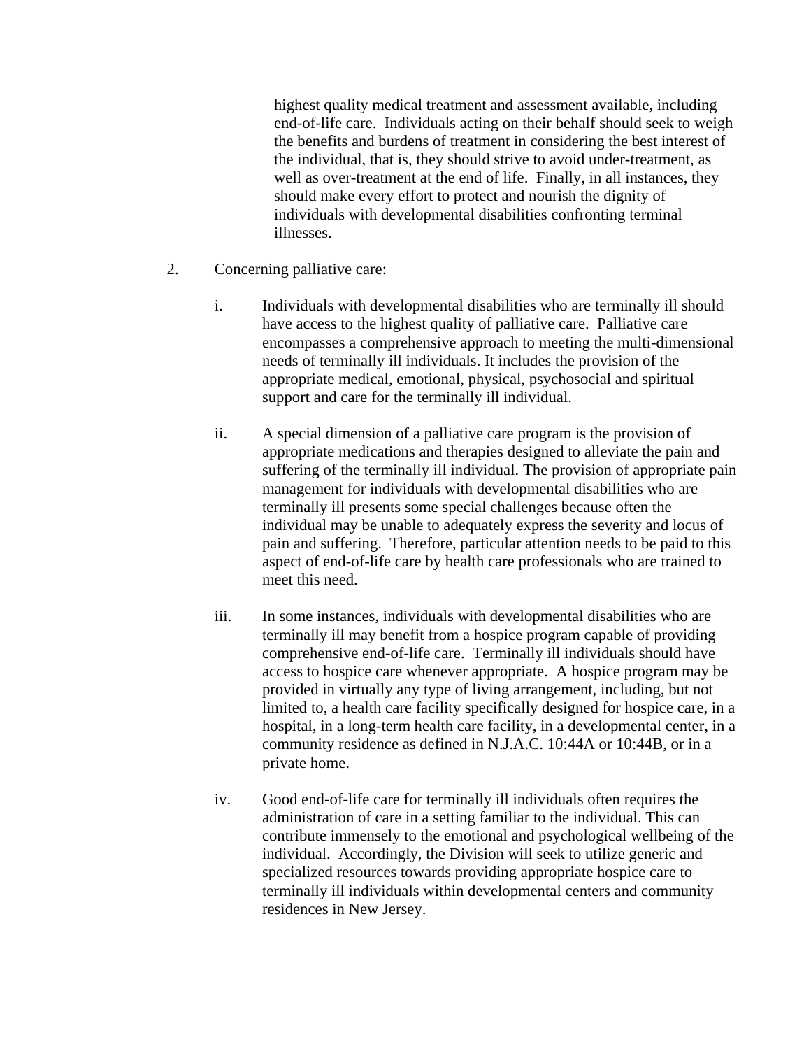highest quality medical treatment and assessment available, including end-of-life care. Individuals acting on their behalf should seek to weigh the benefits and burdens of treatment in considering the best interest of the individual, that is, they should strive to avoid under-treatment, as well as over-treatment at the end of life. Finally, in all instances, they should make every effort to protect and nourish the dignity of individuals with developmental disabilities confronting terminal illnesses.

2. Concerning palliative care:

   i. Individuals with developmental disabilities who are terminally ill should have access to the highest quality of palliative care. Palliative care encompasses a comprehensive approach to meeting the multi-dimensional needs of terminally ill individuals. It includes the provision of the appropriate medical, emotional, physical, psychosocial and spiritual support and care for the terminally ill individual.

   ii. A special dimension of a palliative care program is the provision of appropriate medications and therapies designed to alleviate the pain and suffering of the terminally ill individual. The provision of appropriate pain management for individuals with developmental disabilities who are terminally ill presents some special challenges because often the individual may be unable to adequately express the severity and locus of pain and suffering. Therefore, particular attention needs to be paid to this aspect of end-of-life care by health care professionals who are trained to meet this need.

   iii. In some instances, individuals with developmental disabilities who are terminally ill may benefit from a hospice program capable of providing comprehensive end-of-life care. Terminally ill individuals should have access to hospice care whenever appropriate. A hospice program may be provided in virtually any type of living arrangement, including, but not limited to, a health care facility specifically designed for hospice care, in a hospital, in a long-term health care facility, in a developmental center, in a community residence as defined in N.J.A.C. 10:44A or 10:44B, or in a private home.

   iv. Good end-of-life care for terminally ill individuals often requires the administration of care in a setting familiar to the individual. This can contribute immensely to the emotional and psychological wellbeing of the individual. Accordingly, the Division will seek to utilize generic and specialized resources towards providing appropriate hospice care to terminally ill individuals within developmental centers and community residences in New Jersey.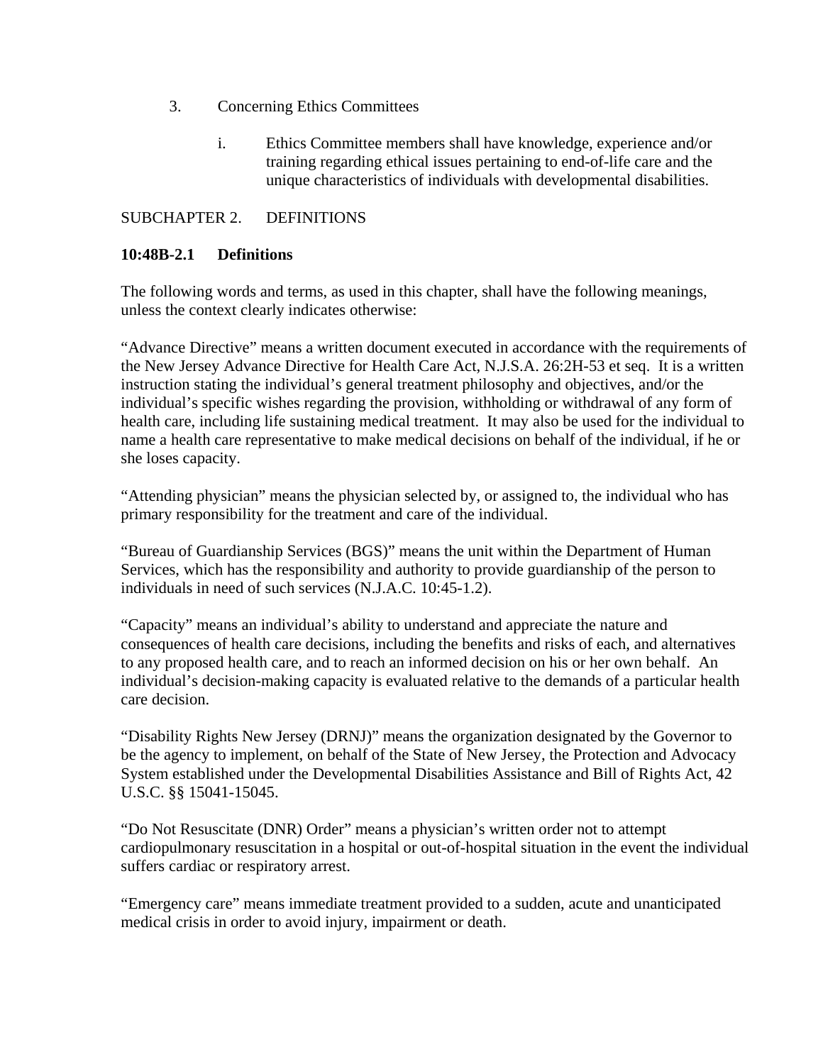3. Concerning Ethics Committees

    i. Ethics Committee members shall have knowledge, experience and/or training regarding ethical issues pertaining to end-of-life care and the unique characteristics of individuals with developmental disabilities.

SUBCHAPTER 2. DEFINITIONS

**10:48B-2.1 Definitions**

The following words and terms, as used in this chapter, shall have the following meanings, unless the context clearly indicates otherwise:

"Advance Directive" means a written document executed in accordance with the requirements of the New Jersey Advance Directive for Health Care Act, N.J.S.A. 26:2H-53 et seq. It is a written instruction stating the individual's general treatment philosophy and objectives, and/or the individual's specific wishes regarding the provision, withholding or withdrawal of any form of health care, including life sustaining medical treatment. It may also be used for the individual to name a health care representative to make medical decisions on behalf of the individual, if he or she loses capacity.

"Attending physician" means the physician selected by, or assigned to, the individual who has primary responsibility for the treatment and care of the individual.

"Bureau of Guardianship Services (BGS)" means the unit within the Department of Human Services, which has the responsibility and authority to provide guardianship of the person to individuals in need of such services (N.J.A.C. 10:45-1.2).

"Capacity" means an individual's ability to understand and appreciate the nature and consequences of health care decisions, including the benefits and risks of each, and alternatives to any proposed health care, and to reach an informed decision on his or her own behalf. An individual's decision-making capacity is evaluated relative to the demands of a particular health care decision.

"Disability Rights New Jersey (DRNJ)" means the organization designated by the Governor to be the agency to implement, on behalf of the State of New Jersey, the Protection and Advocacy System established under the Developmental Disabilities Assistance and Bill of Rights Act, 42 U.S.C. §§ 15041-15045.

"Do Not Resuscitate (DNR) Order" means a physician's written order not to attempt cardiopulmonary resuscitation in a hospital or out-of-hospital situation in the event the individual suffers cardiac or respiratory arrest.

"Emergency care" means immediate treatment provided to a sudden, acute and unanticipated medical crisis in order to avoid injury, impairment or death.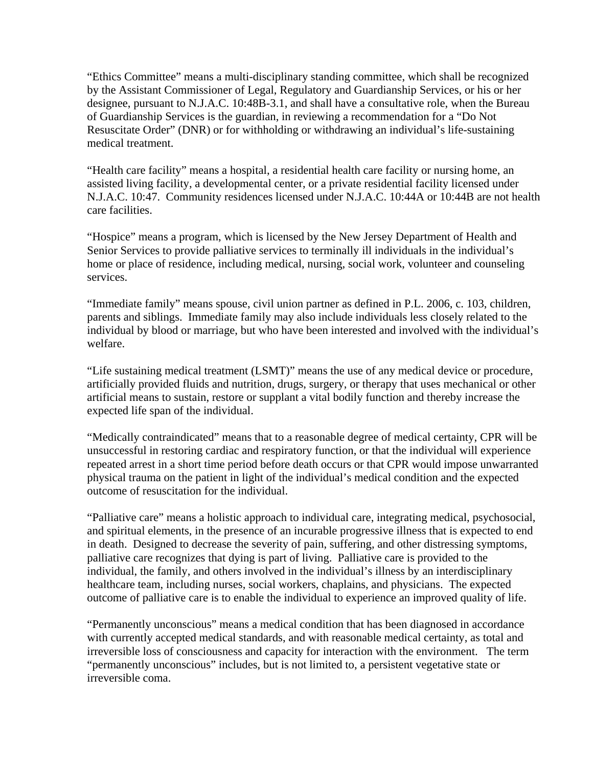"Ethics Committee" means a multi-disciplinary standing committee, which shall be recognized by the Assistant Commissioner of Legal, Regulatory and Guardianship Services, or his or her designee, pursuant to N.J.A.C. 10:48B-3.1, and shall have a consultative role, when the Bureau of Guardianship Services is the guardian, in reviewing a recommendation for a "Do Not Resuscitate Order" (DNR) or for withholding or withdrawing an individual's life-sustaining medical treatment.

"Health care facility" means a hospital, a residential health care facility or nursing home, an assisted living facility, a developmental center, or a private residential facility licensed under N.J.A.C. 10:47. Community residences licensed under N.J.A.C. 10:44A or 10:44B are not health care facilities.

"Hospice" means a program, which is licensed by the New Jersey Department of Health and Senior Services to provide palliative services to terminally ill individuals in the individual's home or place of residence, including medical, nursing, social work, volunteer and counseling services.

"Immediate family" means spouse, civil union partner as defined in P.L. 2006, c. 103, children, parents and siblings. Immediate family may also include individuals less closely related to the individual by blood or marriage, but who have been interested and involved with the individual's welfare.

"Life sustaining medical treatment (LSMT)" means the use of any medical device or procedure, artificially provided fluids and nutrition, drugs, surgery, or therapy that uses mechanical or other artificial means to sustain, restore or supplant a vital bodily function and thereby increase the expected life span of the individual.

"Medically contraindicated" means that to a reasonable degree of medical certainty, CPR will be unsuccessful in restoring cardiac and respiratory function, or that the individual will experience repeated arrest in a short time period before death occurs or that CPR would impose unwarranted physical trauma on the patient in light of the individual's medical condition and the expected outcome of resuscitation for the individual.

"Palliative care" means a holistic approach to individual care, integrating medical, psychosocial, and spiritual elements, in the presence of an incurable progressive illness that is expected to end in death. Designed to decrease the severity of pain, suffering, and other distressing symptoms, palliative care recognizes that dying is part of living. Palliative care is provided to the individual, the family, and others involved in the individual's illness by an interdisciplinary healthcare team, including nurses, social workers, chaplains, and physicians. The expected outcome of palliative care is to enable the individual to experience an improved quality of life.

"Permanently unconscious" means a medical condition that has been diagnosed in accordance with currently accepted medical standards, and with reasonable medical certainty, as total and irreversible loss of consciousness and capacity for interaction with the environment. The term "permanently unconscious" includes, but is not limited to, a persistent vegetative state or irreversible coma.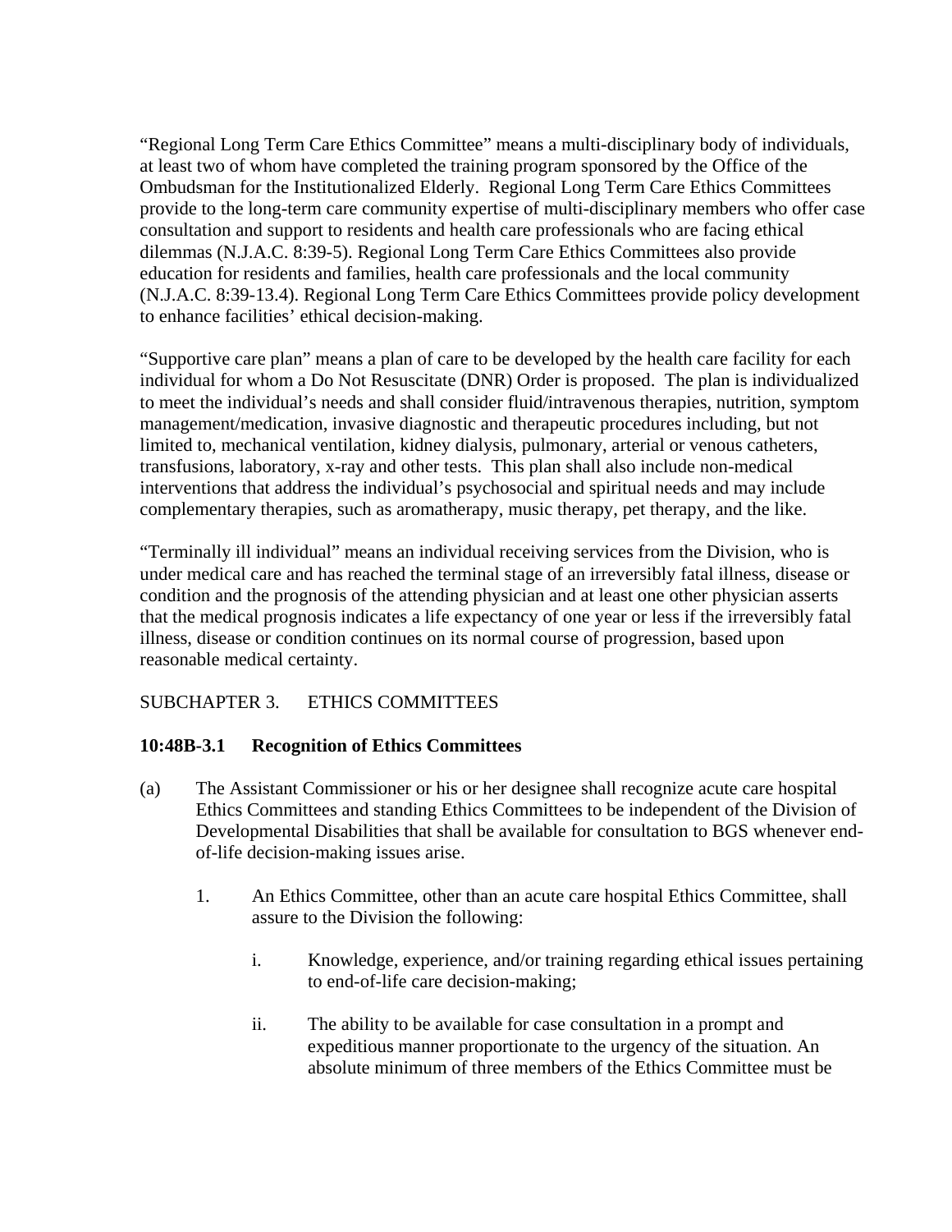"Regional Long Term Care Ethics Committee" means a multi-disciplinary body of individuals, at least two of whom have completed the training program sponsored by the Office of the Ombudsman for the Institutionalized Elderly. Regional Long Term Care Ethics Committees provide to the long-term care community expertise of multi-disciplinary members who offer case consultation and support to residents and health care professionals who are facing ethical dilemmas (N.J.A.C. 8:39-5). Regional Long Term Care Ethics Committees also provide education for residents and families, health care professionals and the local community (N.J.A.C. 8:39-13.4). Regional Long Term Care Ethics Committees provide policy development to enhance facilities' ethical decision-making.

"Supportive care plan" means a plan of care to be developed by the health care facility for each individual for whom a Do Not Resuscitate (DNR) Order is proposed. The plan is individualized to meet the individual's needs and shall consider fluid/intravenous therapies, nutrition, symptom management/medication, invasive diagnostic and therapeutic procedures including, but not limited to, mechanical ventilation, kidney dialysis, pulmonary, arterial or venous catheters, transfusions, laboratory, x-ray and other tests. This plan shall also include non-medical interventions that address the individual's psychosocial and spiritual needs and may include complementary therapies, such as aromatherapy, music therapy, pet therapy, and the like.

"Terminally ill individual" means an individual receiving services from the Division, who is under medical care and has reached the terminal stage of an irreversibly fatal illness, disease or condition and the prognosis of the attending physician and at least one other physician asserts that the medical prognosis indicates a life expectancy of one year or less if the irreversibly fatal illness, disease or condition continues on its normal course of progression, based upon reasonable medical certainty.

## SUBCHAPTER 3. ETHICS COMMITTEES

### 10:48B-3.1 Recognition of Ethics Committees

(a) The Assistant Commissioner or his or her designee shall recognize acute care hospital Ethics Committees and standing Ethics Committees to be independent of the Division of Developmental Disabilities that shall be available for consultation to BGS whenever end-of-life decision-making issues arise.

1. An Ethics Committee, other than an acute care hospital Ethics Committee, shall assure to the Division the following:

    i. Knowledge, experience, and/or training regarding ethical issues pertaining to end-of-life care decision-making;

    ii. The ability to be available for case consultation in a prompt and expeditious manner proportionate to the urgency of the situation. An absolute minimum of three members of the Ethics Committee must be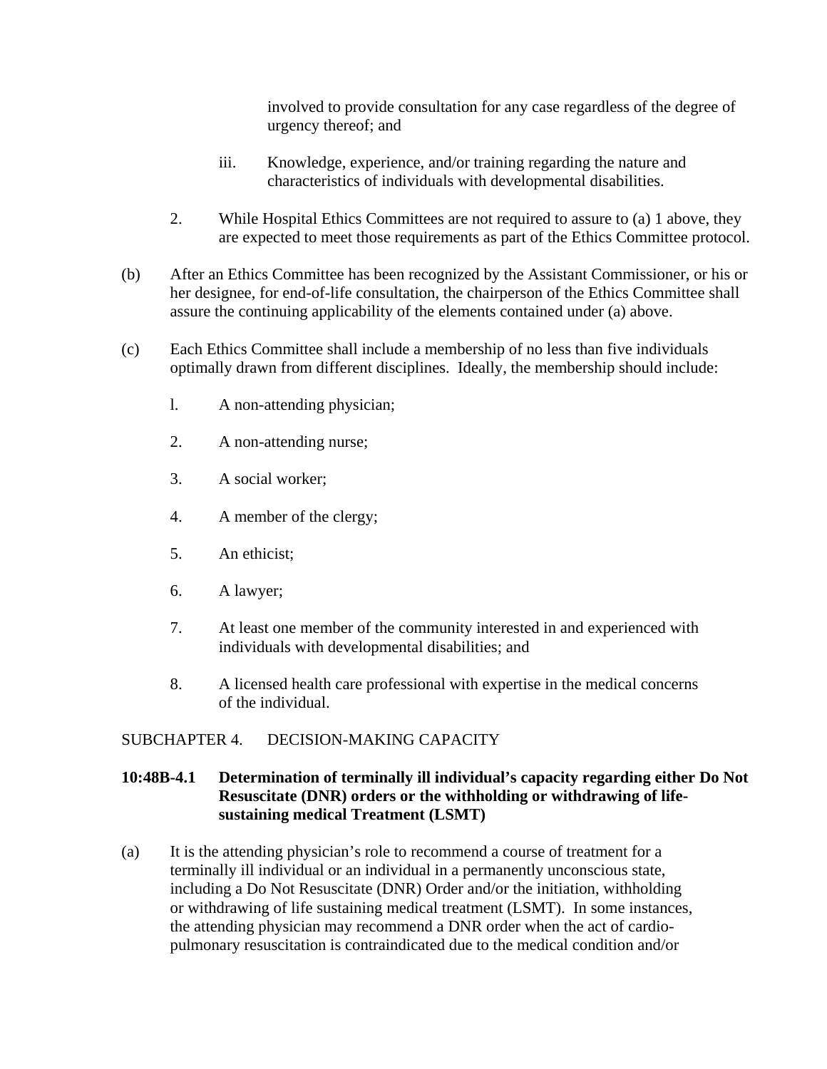involved to provide consultation for any case regardless of the degree of urgency thereof; and

iii. Knowledge, experience, and/or training regarding the nature and characteristics of individuals with developmental disabilities.

2. While Hospital Ethics Committees are not required to assure to (a) 1 above, they are expected to meet those requirements as part of the Ethics Committee protocol.

(b) After an Ethics Committee has been recognized by the Assistant Commissioner, or his or her designee, for end-of-life consultation, the chairperson of the Ethics Committee shall assure the continuing applicability of the elements contained under (a) above.

(c) Each Ethics Committee shall include a membership of no less than five individuals optimally drawn from different disciplines. Ideally, the membership should include:

l. A non-attending physician;

2. A non-attending nurse;

3. A social worker;

4. A member of the clergy;

5. An ethicist;

6. A lawyer;

7. At least one member of the community interested in and experienced with individuals with developmental disabilities; and

8. A licensed health care professional with expertise in the medical concerns of the individual.

SUBCHAPTER 4. DECISION-MAKING CAPACITY

**10:48B-4.1 Determination of terminally ill individual's capacity regarding either Do Not Resuscitate (DNR) orders or the withholding or withdrawing of life-sustaining medical Treatment (LSMT)**

(a) It is the attending physician's role to recommend a course of treatment for a terminally ill individual or an individual in a permanently unconscious state, including a Do Not Resuscitate (DNR) Order and/or the initiation, withholding or withdrawing of life sustaining medical treatment (LSMT). In some instances, the attending physician may recommend a DNR order when the act of cardio-pulmonary resuscitation is contraindicated due to the medical condition and/or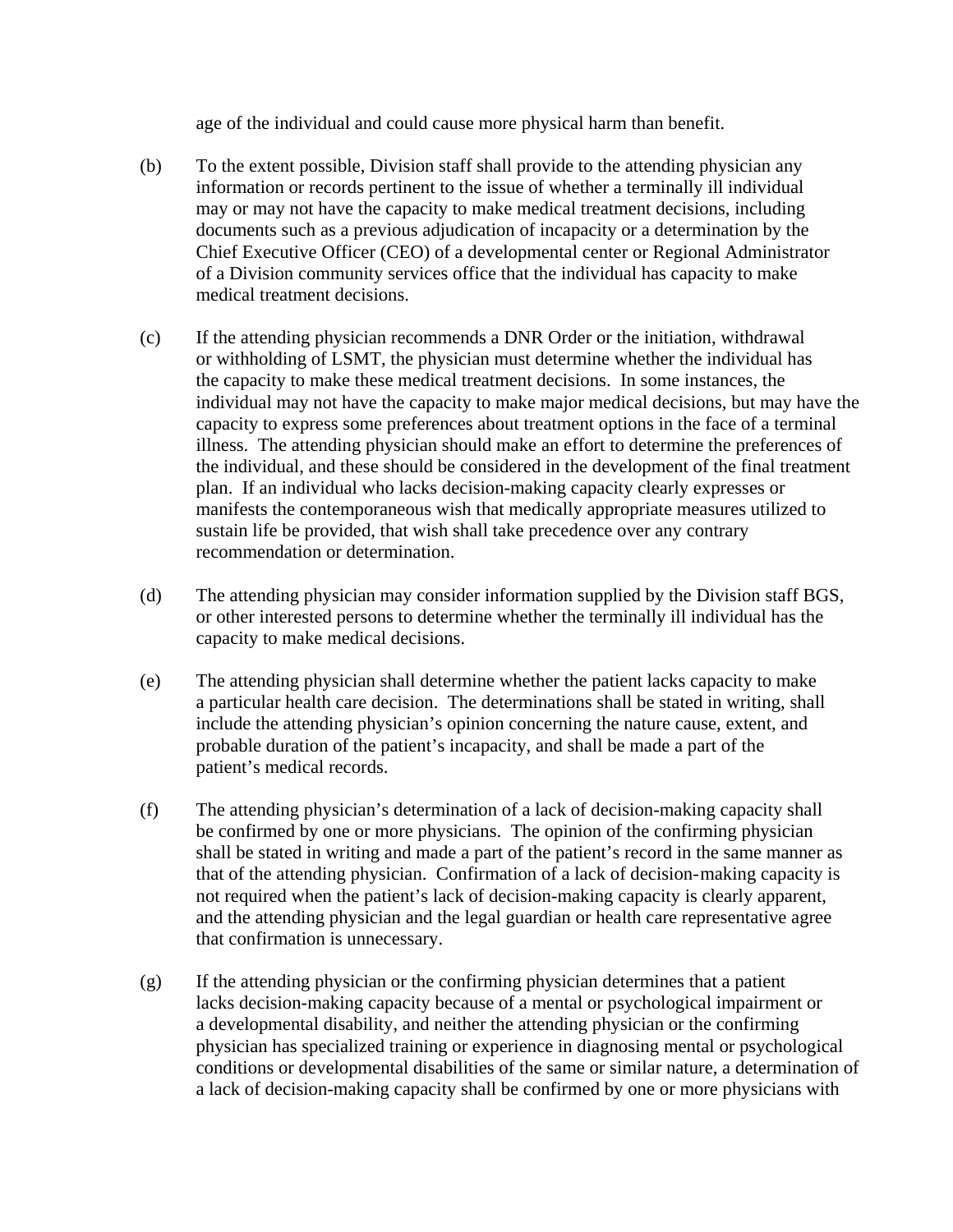age of the individual and could cause more physical harm than benefit.

(b) To the extent possible, Division staff shall provide to the attending physician any information or records pertinent to the issue of whether a terminally ill individual may or may not have the capacity to make medical treatment decisions, including documents such as a previous adjudication of incapacity or a determination by the Chief Executive Officer (CEO) of a developmental center or Regional Administrator of a Division community services office that the individual has capacity to make medical treatment decisions.

(c) If the attending physician recommends a DNR Order or the initiation, withdrawal or withholding of LSMT, the physician must determine whether the individual has the capacity to make these medical treatment decisions. In some instances, the individual may not have the capacity to make major medical decisions, but may have the capacity to express some preferences about treatment options in the face of a terminal illness. The attending physician should make an effort to determine the preferences of the individual, and these should be considered in the development of the final treatment plan. If an individual who lacks decision-making capacity clearly expresses or manifests the contemporaneous wish that medically appropriate measures utilized to sustain life be provided, that wish shall take precedence over any contrary recommendation or determination.

(d) The attending physician may consider information supplied by the Division staff BGS, or other interested persons to determine whether the terminally ill individual has the capacity to make medical decisions.

(e) The attending physician shall determine whether the patient lacks capacity to make a particular health care decision. The determinations shall be stated in writing, shall include the attending physician's opinion concerning the nature cause, extent, and probable duration of the patient's incapacity, and shall be made a part of the patient's medical records.

(f) The attending physician's determination of a lack of decision-making capacity shall be confirmed by one or more physicians. The opinion of the confirming physician shall be stated in writing and made a part of the patient's record in the same manner as that of the attending physician. Confirmation of a lack of decision-making capacity is not required when the patient's lack of decision-making capacity is clearly apparent, and the attending physician and the legal guardian or health care representative agree that confirmation is unnecessary.

(g) If the attending physician or the confirming physician determines that a patient lacks decision-making capacity because of a mental or psychological impairment or a developmental disability, and neither the attending physician or the confirming physician has specialized training or experience in diagnosing mental or psychological conditions or developmental disabilities of the same or similar nature, a determination of a lack of decision-making capacity shall be confirmed by one or more physicians with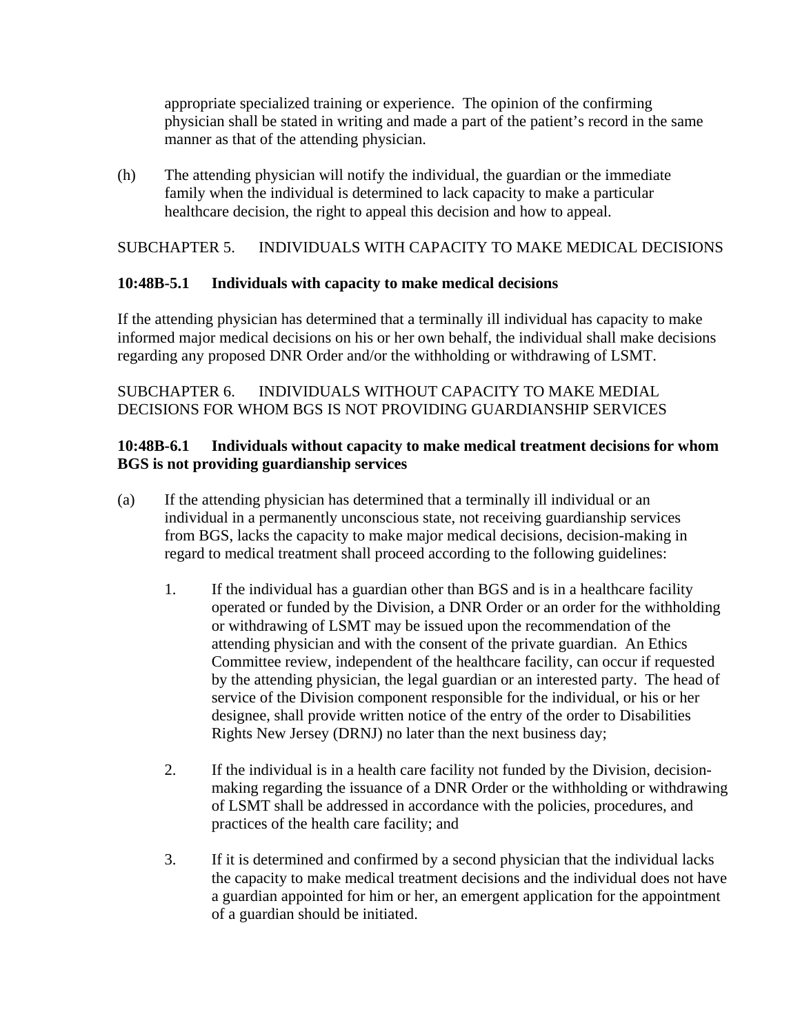appropriate specialized training or experience. The opinion of the confirming physician shall be stated in writing and made a part of the patient's record in the same manner as that of the attending physician.

(h) The attending physician will notify the individual, the guardian or the immediate family when the individual is determined to lack capacity to make a particular healthcare decision, the right to appeal this decision and how to appeal.

## SUBCHAPTER 5. INDIVIDUALS WITH CAPACITY TO MAKE MEDICAL DECISIONS

### 10:48B-5.1 Individuals with capacity to make medical decisions

If the attending physician has determined that a terminally ill individual has capacity to make informed major medical decisions on his or her own behalf, the individual shall make decisions regarding any proposed DNR Order and/or the withholding or withdrawing of LSMT.

## SUBCHAPTER 6. INDIVIDUALS WITHOUT CAPACITY TO MAKE MEDIAL DECISIONS FOR WHOM BGS IS NOT PROVIDING GUARDIANSHIP SERVICES

### 10:48B-6.1 Individuals without capacity to make medical treatment decisions for whom BGS is not providing guardianship services

(a) If the attending physician has determined that a terminally ill individual or an individual in a permanently unconscious state, not receiving guardianship services from BGS, lacks the capacity to make major medical decisions, decision-making in regard to medical treatment shall proceed according to the following guidelines:

1. If the individual has a guardian other than BGS and is in a healthcare facility operated or funded by the Division, a DNR Order or an order for the withholding or withdrawing of LSMT may be issued upon the recommendation of the attending physician and with the consent of the private guardian. An Ethics Committee review, independent of the healthcare facility, can occur if requested by the attending physician, the legal guardian or an interested party. The head of service of the Division component responsible for the individual, or his or her designee, shall provide written notice of the entry of the order to Disabilities Rights New Jersey (DRNJ) no later than the next business day;

2. If the individual is in a health care facility not funded by the Division, decision-making regarding the issuance of a DNR Order or the withholding or withdrawing of LSMT shall be addressed in accordance with the policies, procedures, and practices of the health care facility; and

3. If it is determined and confirmed by a second physician that the individual lacks the capacity to make medical treatment decisions and the individual does not have a guardian appointed for him or her, an emergent application for the appointment of a guardian should be initiated.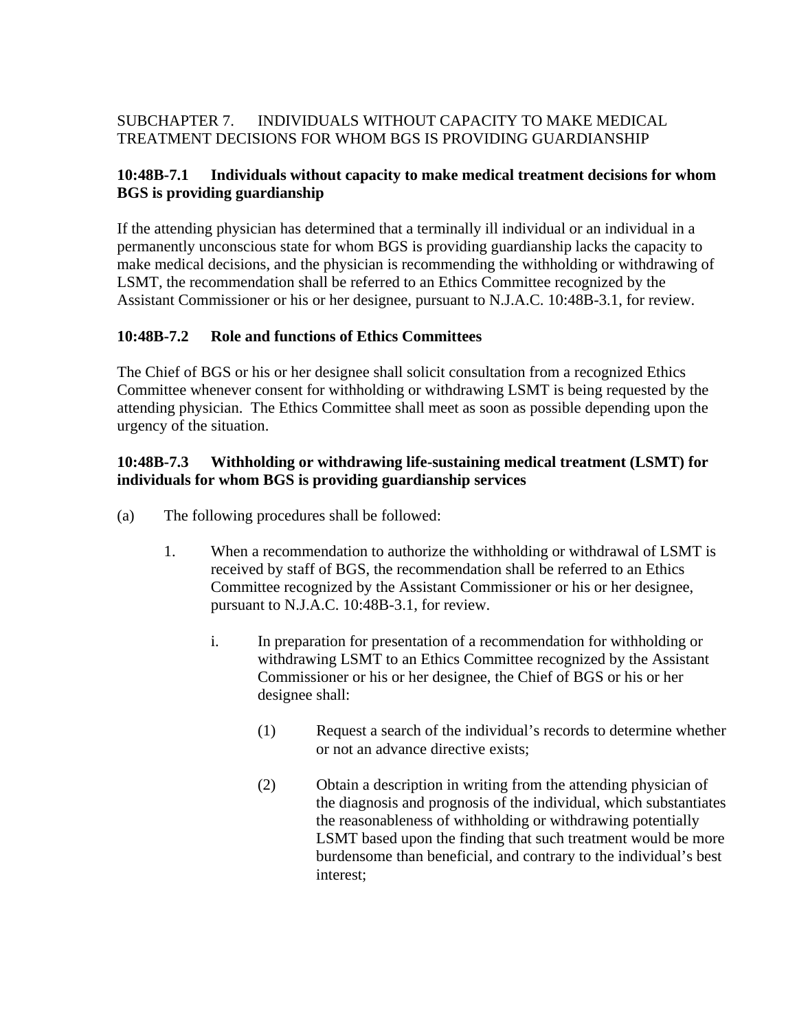SUBCHAPTER 7. INDIVIDUALS WITHOUT CAPACITY TO MAKE MEDICAL TREATMENT DECISIONS FOR WHOM BGS IS PROVIDING GUARDIANSHIP

**10:48B-7.1 Individuals without capacity to make medical treatment decisions for whom BGS is providing guardianship**

If the attending physician has determined that a terminally ill individual or an individual in a permanently unconscious state for whom BGS is providing guardianship lacks the capacity to make medical decisions, and the physician is recommending the withholding or withdrawing of LSMT, the recommendation shall be referred to an Ethics Committee recognized by the Assistant Commissioner or his or her designee, pursuant to N.J.A.C. 10:48B-3.1, for review.

**10:48B-7.2 Role and functions of Ethics Committees**

The Chief of BGS or his or her designee shall solicit consultation from a recognized Ethics Committee whenever consent for withholding or withdrawing LSMT is being requested by the attending physician. The Ethics Committee shall meet as soon as possible depending upon the urgency of the situation.

**10:48B-7.3 Withholding or withdrawing life-sustaining medical treatment (LSMT) for individuals for whom BGS is providing guardianship services**

(a) The following procedures shall be followed:

1. When a recommendation to authorize the withholding or withdrawal of LSMT is received by staff of BGS, the recommendation shall be referred to an Ethics Committee recognized by the Assistant Commissioner or his or her designee, pursuant to N.J.A.C. 10:48B-3.1, for review.

    i. In preparation for presentation of a recommendation for withholding or withdrawing LSMT to an Ethics Committee recognized by the Assistant Commissioner or his or her designee, the Chief of BGS or his or her designee shall:

        (1) Request a search of the individual's records to determine whether or not an advance directive exists;

        (2) Obtain a description in writing from the attending physician of the diagnosis and prognosis of the individual, which substantiates the reasonableness of withholding or withdrawing potentially LSMT based upon the finding that such treatment would be more burdensome than beneficial, and contrary to the individual's best interest;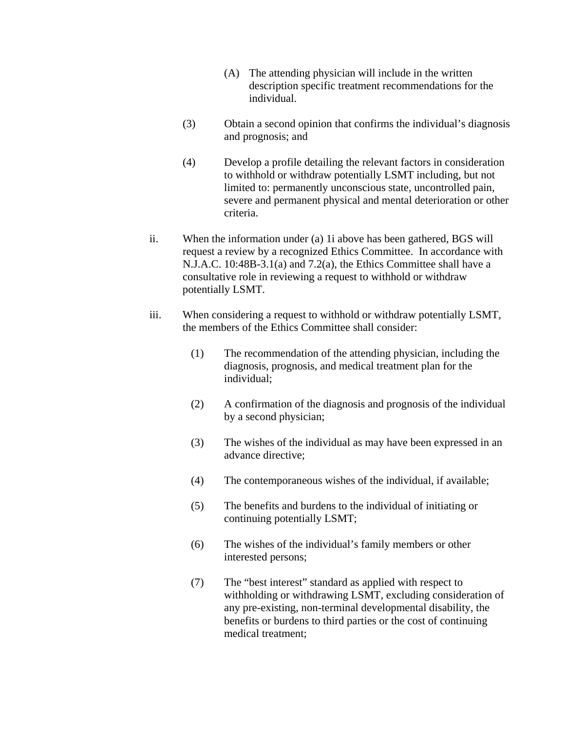(A) The attending physician will include in the written description specific treatment recommendations for the individual.

(3) Obtain a second opinion that confirms the individual's diagnosis and prognosis; and

(4) Develop a profile detailing the relevant factors in consideration to withhold or withdraw potentially LSMT including, but not limited to: permanently unconscious state, uncontrolled pain, severe and permanent physical and mental deterioration or other criteria.

ii. When the information under (a) 1i above has been gathered, BGS will request a review by a recognized Ethics Committee. In accordance with N.J.A.C. 10:48B-3.1(a) and 7.2(a), the Ethics Committee shall have a consultative role in reviewing a request to withhold or withdraw potentially LSMT.

iii. When considering a request to withhold or withdraw potentially LSMT, the members of the Ethics Committee shall consider:

(1) The recommendation of the attending physician, including the diagnosis, prognosis, and medical treatment plan for the individual;

(2) A confirmation of the diagnosis and prognosis of the individual by a second physician;

(3) The wishes of the individual as may have been expressed in an advance directive;

(4) The contemporaneous wishes of the individual, if available;

(5) The benefits and burdens to the individual of initiating or continuing potentially LSMT;

(6) The wishes of the individual's family members or other interested persons;

(7) The "best interest" standard as applied with respect to withholding or withdrawing LSMT, excluding consideration of any pre-existing, non-terminal developmental disability, the benefits or burdens to third parties or the cost of continuing medical treatment;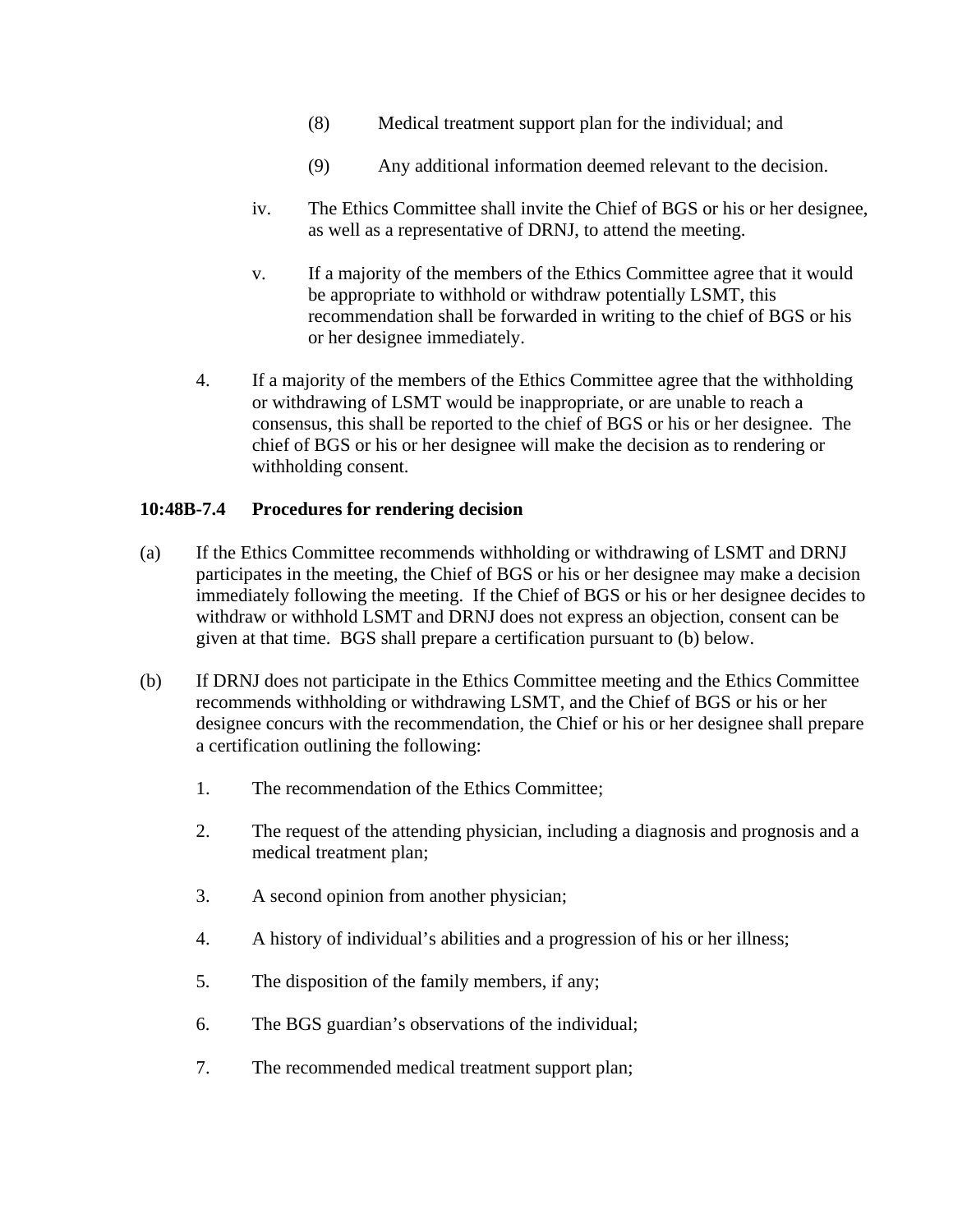(8) Medical treatment support plan for the individual; and

(9) Any additional information deemed relevant to the decision.

iv. The Ethics Committee shall invite the Chief of BGS or his or her designee, as well as a representative of DRNJ, to attend the meeting.

v. If a majority of the members of the Ethics Committee agree that it would be appropriate to withhold or withdraw potentially LSMT, this recommendation shall be forwarded in writing to the chief of BGS or his or her designee immediately.

4. If a majority of the members of the Ethics Committee agree that the withholding or withdrawing of LSMT would be inappropriate, or are unable to reach a consensus, this shall be reported to the chief of BGS or his or her designee. The chief of BGS or his or her designee will make the decision as to rendering or withholding consent.

**10:48B-7.4 Procedures for rendering decision**

(a) If the Ethics Committee recommends withholding or withdrawing of LSMT and DRNJ participates in the meeting, the Chief of BGS or his or her designee may make a decision immediately following the meeting. If the Chief of BGS or his or her designee decides to withdraw or withhold LSMT and DRNJ does not express an objection, consent can be given at that time. BGS shall prepare a certification pursuant to (b) below.

(b) If DRNJ does not participate in the Ethics Committee meeting and the Ethics Committee recommends withholding or withdrawing LSMT, and the Chief of BGS or his or her designee concurs with the recommendation, the Chief or his or her designee shall prepare a certification outlining the following:

1. The recommendation of the Ethics Committee;

2. The request of the attending physician, including a diagnosis and prognosis and a medical treatment plan;

3. A second opinion from another physician;

4. A history of individual's abilities and a progression of his or her illness;

5. The disposition of the family members, if any;

6. The BGS guardian's observations of the individual;

7. The recommended medical treatment support plan;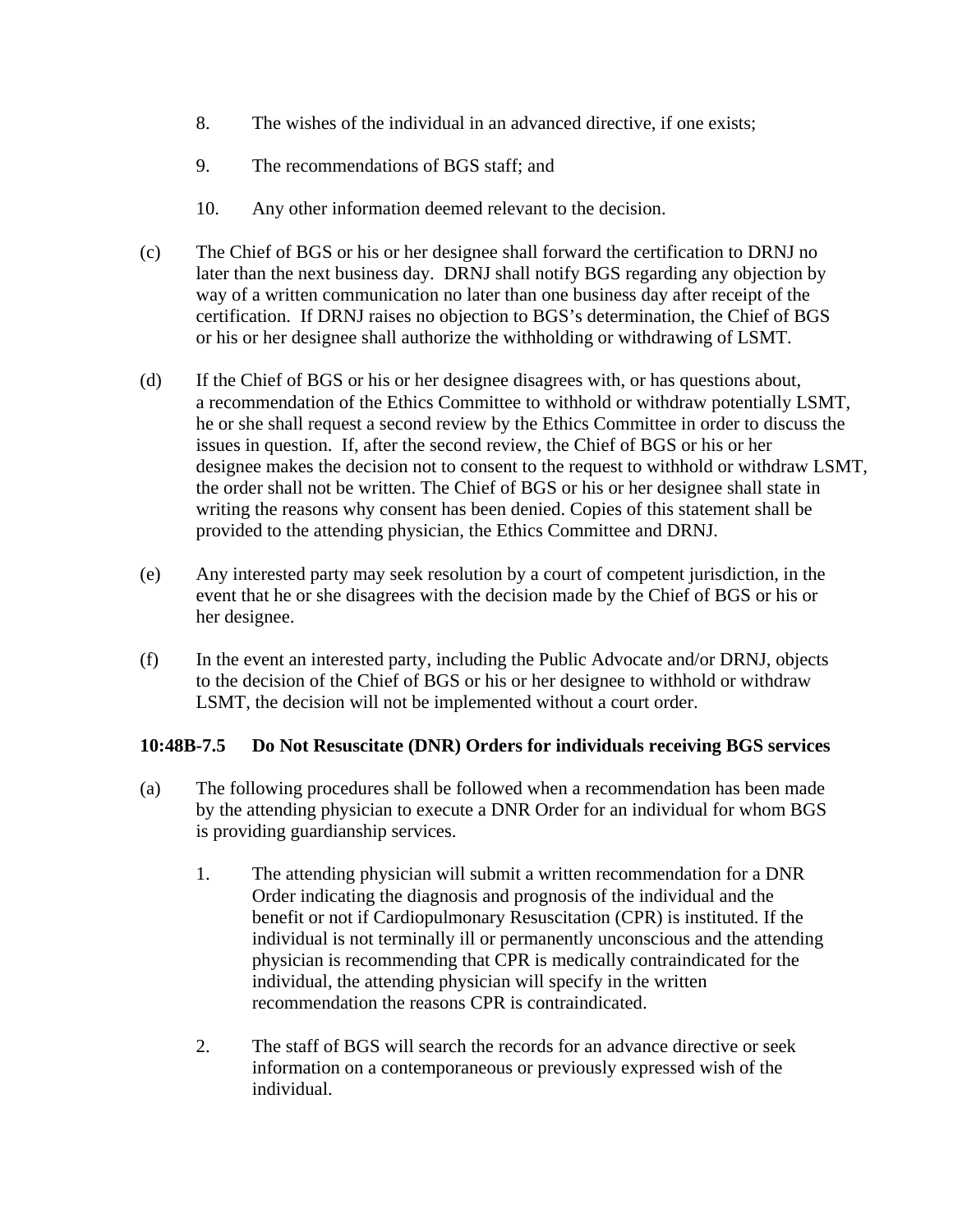8. The wishes of the individual in an advanced directive, if one exists;

9. The recommendations of BGS staff; and

10. Any other information deemed relevant to the decision.

(c) The Chief of BGS or his or her designee shall forward the certification to DRNJ no later than the next business day. DRNJ shall notify BGS regarding any objection by way of a written communication no later than one business day after receipt of the certification. If DRNJ raises no objection to BGS's determination, the Chief of BGS or his or her designee shall authorize the withholding or withdrawing of LSMT.

(d) If the Chief of BGS or his or her designee disagrees with, or has questions about, a recommendation of the Ethics Committee to withhold or withdraw potentially LSMT, he or she shall request a second review by the Ethics Committee in order to discuss the issues in question. If, after the second review, the Chief of BGS or his or her designee makes the decision not to consent to the request to withhold or withdraw LSMT, the order shall not be written. The Chief of BGS or his or her designee shall state in writing the reasons why consent has been denied. Copies of this statement shall be provided to the attending physician, the Ethics Committee and DRNJ.

(e) Any interested party may seek resolution by a court of competent jurisdiction, in the event that he or she disagrees with the decision made by the Chief of BGS or his or her designee.

(f) In the event an interested party, including the Public Advocate and/or DRNJ, objects to the decision of the Chief of BGS or his or her designee to withhold or withdraw LSMT, the decision will not be implemented without a court order.

**10:48B-7.5 Do Not Resuscitate (DNR) Orders for individuals receiving BGS services**

(a) The following procedures shall be followed when a recommendation has been made by the attending physician to execute a DNR Order for an individual for whom BGS is providing guardianship services.

1. The attending physician will submit a written recommendation for a DNR Order indicating the diagnosis and prognosis of the individual and the benefit or not if Cardiopulmonary Resuscitation (CPR) is instituted. If the individual is not terminally ill or permanently unconscious and the attending physician is recommending that CPR is medically contraindicated for the individual, the attending physician will specify in the written recommendation the reasons CPR is contraindicated.

2. The staff of BGS will search the records for an advance directive or seek information on a contemporaneous or previously expressed wish of the individual.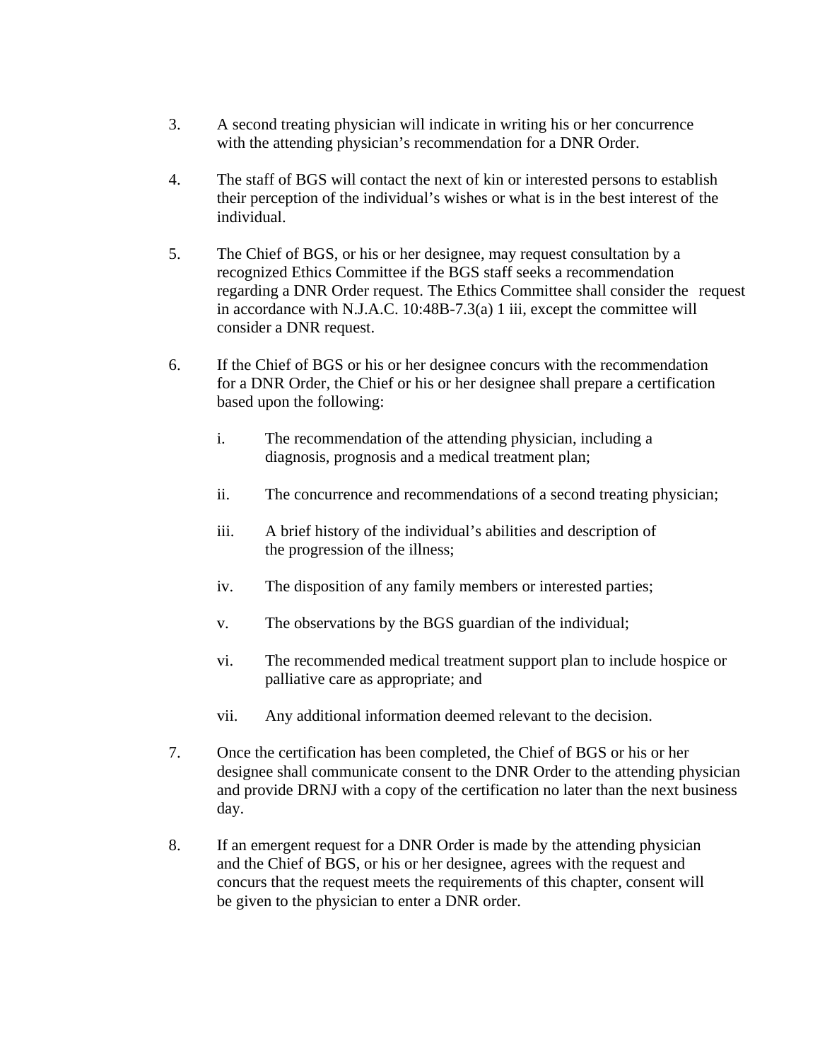3. A second treating physician will indicate in writing his or her concurrence with the attending physician's recommendation for a DNR Order.

4. The staff of BGS will contact the next of kin or interested persons to establish their perception of the individual's wishes or what is in the best interest of the individual.

5. The Chief of BGS, or his or her designee, may request consultation by a recognized Ethics Committee if the BGS staff seeks a recommendation regarding a DNR Order request. The Ethics Committee shall consider the request in accordance with N.J.A.C. 10:48B-7.3(a) 1 iii, except the committee will consider a DNR request.

6. If the Chief of BGS or his or her designee concurs with the recommendation for a DNR Order, the Chief or his or her designee shall prepare a certification based upon the following:

   i. The recommendation of the attending physician, including a diagnosis, prognosis and a medical treatment plan;

   ii. The concurrence and recommendations of a second treating physician;

   iii. A brief history of the individual's abilities and description of the progression of the illness;

   iv. The disposition of any family members or interested parties;

   v. The observations by the BGS guardian of the individual;

   vi. The recommended medical treatment support plan to include hospice or palliative care as appropriate; and

   vii. Any additional information deemed relevant to the decision.

7. Once the certification has been completed, the Chief of BGS or his or her designee shall communicate consent to the DNR Order to the attending physician and provide DRNJ with a copy of the certification no later than the next business day.

8. If an emergent request for a DNR Order is made by the attending physician and the Chief of BGS, or his or her designee, agrees with the request and concurs that the request meets the requirements of this chapter, consent will be given to the physician to enter a DNR order.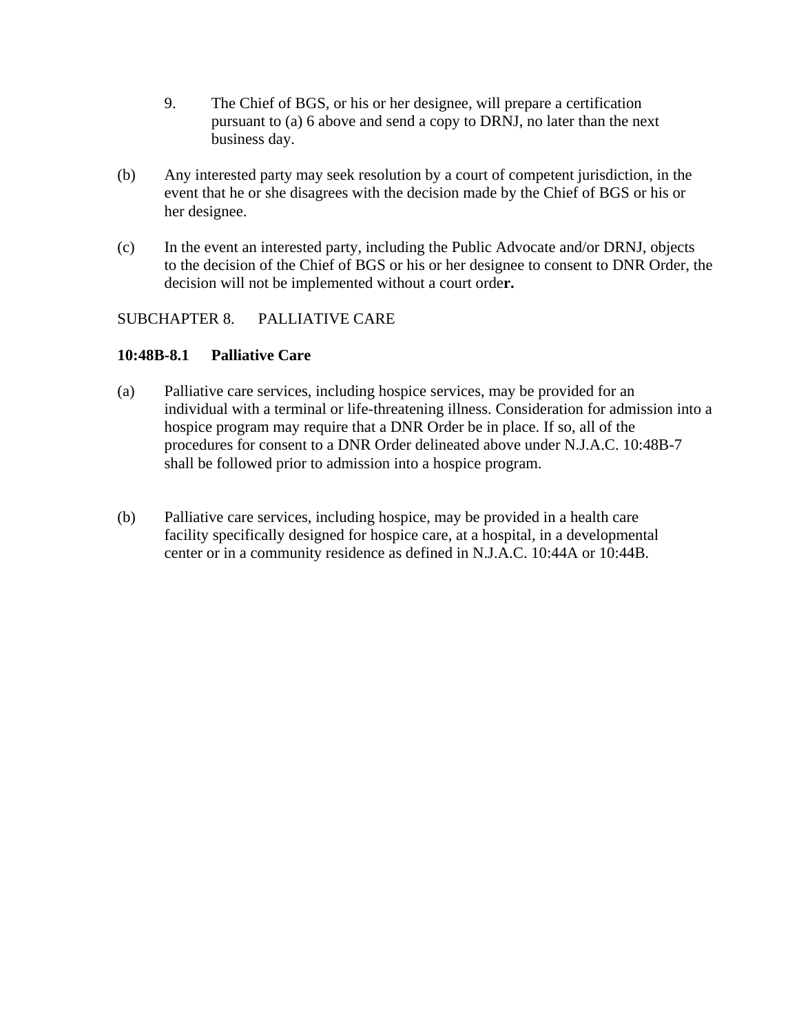9. The Chief of BGS, or his or her designee, will prepare a certification pursuant to (a) 6 above and send a copy to DRNJ, no later than the next business day.

(b) Any interested party may seek resolution by a court of competent jurisdiction, in the event that he or she disagrees with the decision made by the Chief of BGS or his or her designee.

(c) In the event an interested party, including the Public Advocate and/or DRNJ, objects to the decision of the Chief of BGS or his or her designee to consent to DNR Order, the decision will not be implemented without a court order.

SUBCHAPTER 8. PALLIATIVE CARE

**10:48B-8.1 Palliative Care**

(a) Palliative care services, including hospice services, may be provided for an individual with a terminal or life-threatening illness. Consideration for admission into a hospice program may require that a DNR Order be in place. If so, all of the procedures for consent to a DNR Order delineated above under N.J.A.C. 10:48B-7 shall be followed prior to admission into a hospice program.

(b) Palliative care services, including hospice, may be provided in a health care facility specifically designed for hospice care, at a hospital, in a developmental center or in a community residence as defined in N.J.A.C. 10:44A or 10:44B.